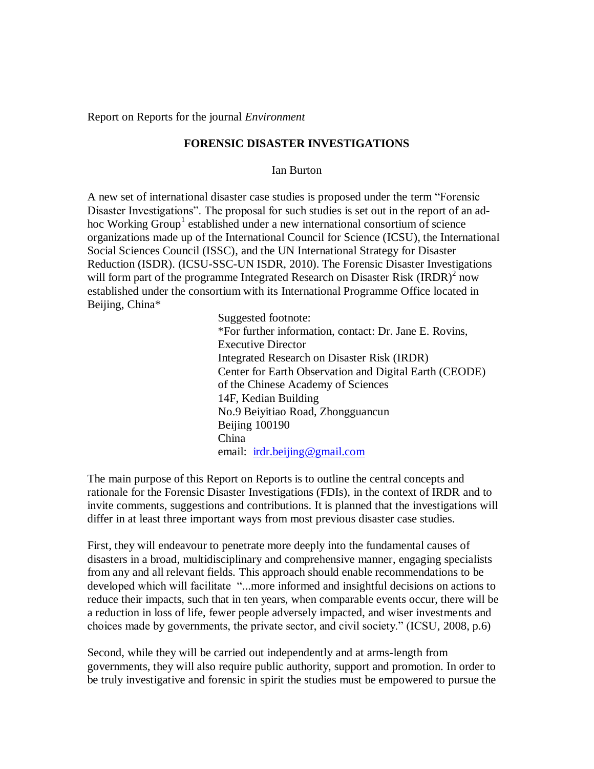Report on Reports for the journal *Environment*

# FORENSIC DISASTER INVESTIGATIONS

Ian Burton

A new set of international disaster case studies is proposed under the term "Forensic Disaster Investigations". The proposal for such studies is set out in the report of an ad-hoc Working Group[1] established under a new international consortium of science organizations made up of the International Council for Science (ICSU), the International Social Sciences Council (ISSC), and the UN International Strategy for Disaster Reduction (ISDR). (ICSU-SSC-UN ISDR, 2010). The Forensic Disaster Investigations will form part of the programme Integrated Research on Disaster Risk (IRDR)[2] now established under the consortium with its International Programme Office located in Beijing, China*

> Suggested footnote:
> *For further information, contact: Dr. Jane E. Rovins, Executive Director
> Integrated Research on Disaster Risk (IRDR)
> Center for Earth Observation and Digital Earth (CEODE) of the Chinese Academy of Sciences
> 14F, Kedian Building
> No.9 Beiyitiao Road, Zhongguancun
> Beijing 100190
> China
> email: irdr.beijing@gmail.com

The main purpose of this Report on Reports is to outline the central concepts and rationale for the Forensic Disaster Investigations (FDIs), in the context of IRDR and to invite comments, suggestions and contributions. It is planned that the investigations will differ in at least three important ways from most previous disaster case studies.

First, they will endeavour to penetrate more deeply into the fundamental causes of disasters in a broad, multidisciplinary and comprehensive manner, engaging specialists from any and all relevant fields. This approach should enable recommendations to be developed which will facilitate "...more informed and insightful decisions on actions to reduce their impacts, such that in ten years, when comparable events occur, there will be a reduction in loss of life, fewer people adversely impacted, and wiser investments and choices made by governments, the private sector, and civil society." (ICSU, 2008, p.6)

Second, while they will be carried out independently and at arms-length from governments, they will also require public authority, support and promotion. In order to be truly investigative and forensic in spirit the studies must be empowered to pursue the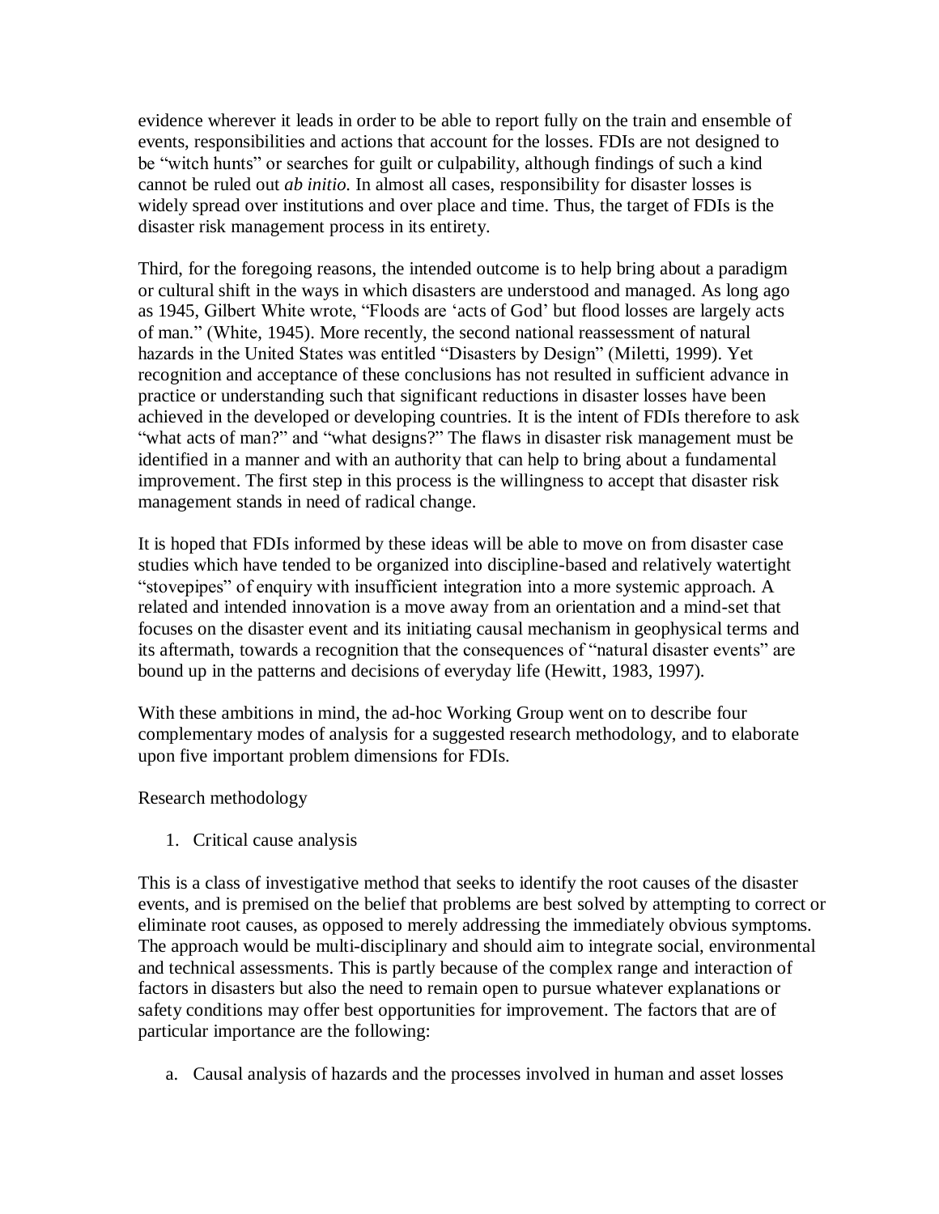evidence wherever it leads in order to be able to report fully on the train and ensemble of events, responsibilities and actions that account for the losses. FDIs are not designed to be "witch hunts" or searches for guilt or culpability, although findings of such a kind cannot be ruled out *ab initio.* In almost all cases, responsibility for disaster losses is widely spread over institutions and over place and time. Thus, the target of FDIs is the disaster risk management process in its entirety.

Third, for the foregoing reasons, the intended outcome is to help bring about a paradigm or cultural shift in the ways in which disasters are understood and managed. As long ago as 1945, Gilbert White wrote, "Floods are 'acts of God' but flood losses are largely acts of man." (White, 1945). More recently, the second national reassessment of natural hazards in the United States was entitled "Disasters by Design" (Miletti, 1999). Yet recognition and acceptance of these conclusions has not resulted in sufficient advance in practice or understanding such that significant reductions in disaster losses have been achieved in the developed or developing countries. It is the intent of FDIs therefore to ask "what acts of man?" and "what designs?" The flaws in disaster risk management must be identified in a manner and with an authority that can help to bring about a fundamental improvement. The first step in this process is the willingness to accept that disaster risk management stands in need of radical change.

It is hoped that FDIs informed by these ideas will be able to move on from disaster case studies which have tended to be organized into discipline-based and relatively watertight "stovepipes" of enquiry with insufficient integration into a more systemic approach. A related and intended innovation is a move away from an orientation and a mind-set that focuses on the disaster event and its initiating causal mechanism in geophysical terms and its aftermath, towards a recognition that the consequences of "natural disaster events" are bound up in the patterns and decisions of everyday life (Hewitt, 1983, 1997).

With these ambitions in mind, the ad-hoc Working Group went on to describe four complementary modes of analysis for a suggested research methodology, and to elaborate upon five important problem dimensions for FDIs.

Research methodology

1. Critical cause analysis

This is a class of investigative method that seeks to identify the root causes of the disaster events, and is premised on the belief that problems are best solved by attempting to correct or eliminate root causes, as opposed to merely addressing the immediately obvious symptoms. The approach would be multi-disciplinary and should aim to integrate social, environmental and technical assessments. This is partly because of the complex range and interaction of factors in disasters but also the need to remain open to pursue whatever explanations or safety conditions may offer best opportunities for improvement. The factors that are of particular importance are the following:

a. Causal analysis of hazards and the processes involved in human and asset losses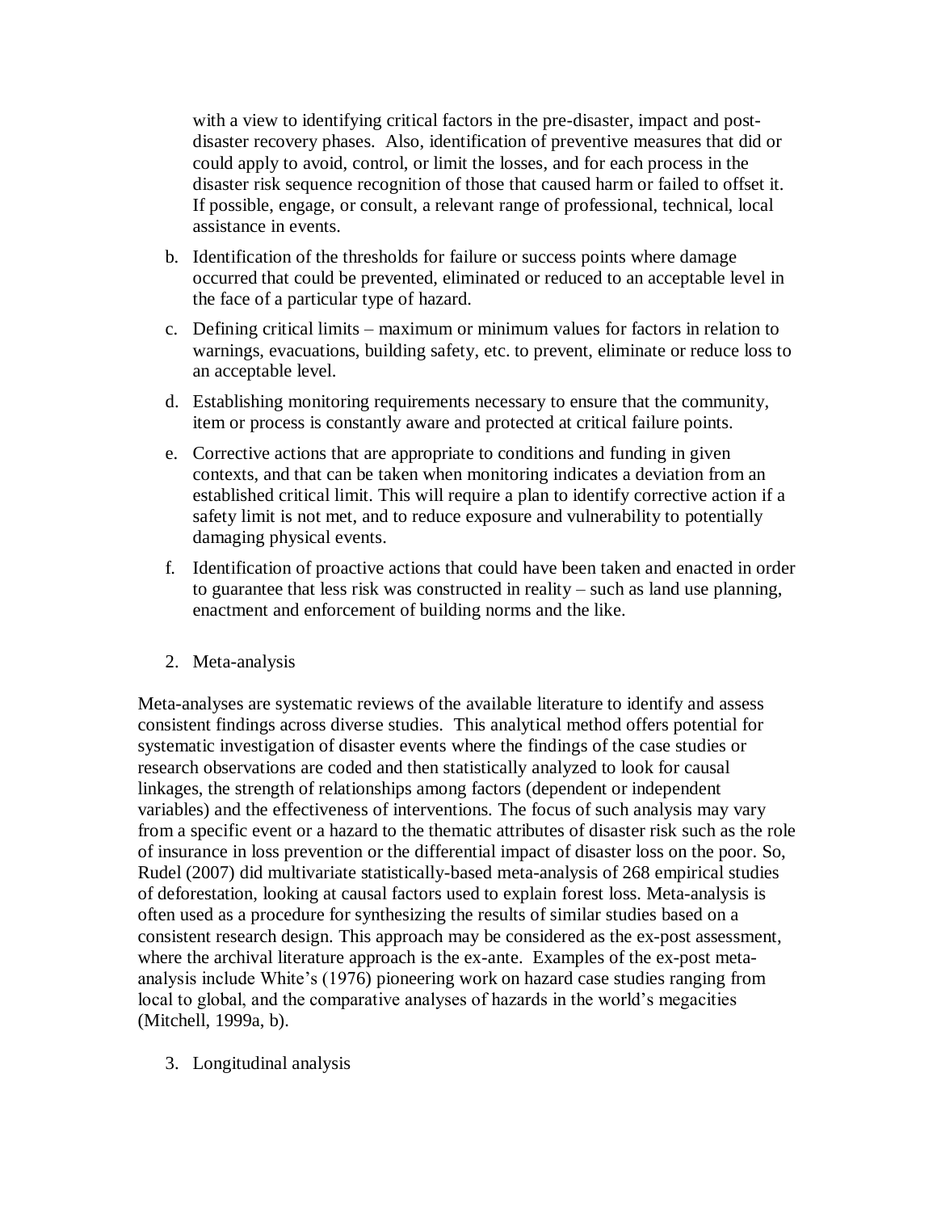with a view to identifying critical factors in the pre-disaster, impact and post-disaster recovery phases. Also, identification of preventive measures that did or could apply to avoid, control, or limit the losses, and for each process in the disaster risk sequence recognition of those that caused harm or failed to offset it. If possible, engage, or consult, a relevant range of professional, technical, local assistance in events.

b. Identification of the thresholds for failure or success points where damage occurred that could be prevented, eliminated or reduced to an acceptable level in the face of a particular type of hazard.

c. Defining critical limits – maximum or minimum values for factors in relation to warnings, evacuations, building safety, etc. to prevent, eliminate or reduce loss to an acceptable level.

d. Establishing monitoring requirements necessary to ensure that the community, item or process is constantly aware and protected at critical failure points.

e. Corrective actions that are appropriate to conditions and funding in given contexts, and that can be taken when monitoring indicates a deviation from an established critical limit. This will require a plan to identify corrective action if a safety limit is not met, and to reduce exposure and vulnerability to potentially damaging physical events.

f. Identification of proactive actions that could have been taken and enacted in order to guarantee that less risk was constructed in reality – such as land use planning, enactment and enforcement of building norms and the like.

2. Meta-analysis

Meta-analyses are systematic reviews of the available literature to identify and assess consistent findings across diverse studies. This analytical method offers potential for systematic investigation of disaster events where the findings of the case studies or research observations are coded and then statistically analyzed to look for causal linkages, the strength of relationships among factors (dependent or independent variables) and the effectiveness of interventions. The focus of such analysis may vary from a specific event or a hazard to the thematic attributes of disaster risk such as the role of insurance in loss prevention or the differential impact of disaster loss on the poor. So, Rudel (2007) did multivariate statistically-based meta-analysis of 268 empirical studies of deforestation, looking at causal factors used to explain forest loss. Meta-analysis is often used as a procedure for synthesizing the results of similar studies based on a consistent research design. This approach may be considered as the ex-post assessment, where the archival literature approach is the ex-ante. Examples of the ex-post meta-analysis include White's (1976) pioneering work on hazard case studies ranging from local to global, and the comparative analyses of hazards in the world's megacities (Mitchell, 1999a, b).

3. Longitudinal analysis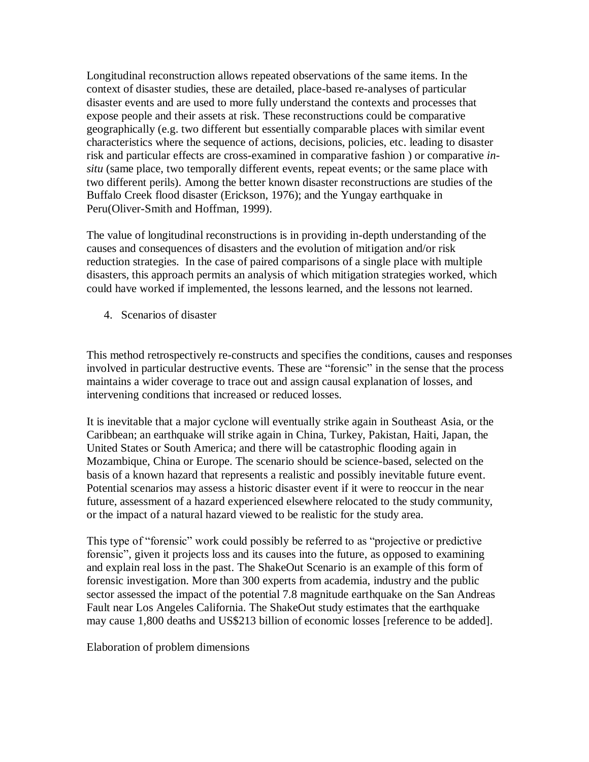Longitudinal reconstruction allows repeated observations of the same items. In the context of disaster studies, these are detailed, place-based re-analyses of particular disaster events and are used to more fully understand the contexts and processes that expose people and their assets at risk. These reconstructions could be comparative geographically (e.g. two different but essentially comparable places with similar event characteristics where the sequence of actions, decisions, policies, etc. leading to disaster risk and particular effects are cross-examined in comparative fashion ) or comparative *in-situ* (same place, two temporally different events, repeat events; or the same place with two different perils). Among the better known disaster reconstructions are studies of the Buffalo Creek flood disaster (Erickson, 1976); and the Yungay earthquake in Peru(Oliver-Smith and Hoffman, 1999).

The value of longitudinal reconstructions is in providing in-depth understanding of the causes and consequences of disasters and the evolution of mitigation and/or risk reduction strategies. In the case of paired comparisons of a single place with multiple disasters, this approach permits an analysis of which mitigation strategies worked, which could have worked if implemented, the lessons learned, and the lessons not learned.

4. Scenarios of disaster

This method retrospectively re-constructs and specifies the conditions, causes and responses involved in particular destructive events. These are "forensic" in the sense that the process maintains a wider coverage to trace out and assign causal explanation of losses, and intervening conditions that increased or reduced losses.

It is inevitable that a major cyclone will eventually strike again in Southeast Asia, or the Caribbean; an earthquake will strike again in China, Turkey, Pakistan, Haiti, Japan, the United States or South America; and there will be catastrophic flooding again in Mozambique, China or Europe. The scenario should be science-based, selected on the basis of a known hazard that represents a realistic and possibly inevitable future event. Potential scenarios may assess a historic disaster event if it were to reoccur in the near future, assessment of a hazard experienced elsewhere relocated to the study community, or the impact of a natural hazard viewed to be realistic for the study area.

This type of "forensic" work could possibly be referred to as "projective or predictive forensic", given it projects loss and its causes into the future, as opposed to examining and explain real loss in the past. The ShakeOut Scenario is an example of this form of forensic investigation. More than 300 experts from academia, industry and the public sector assessed the impact of the potential 7.8 magnitude earthquake on the San Andreas Fault near Los Angeles California. The ShakeOut study estimates that the earthquake may cause 1,800 deaths and US$213 billion of economic losses [reference to be added].

Elaboration of problem dimensions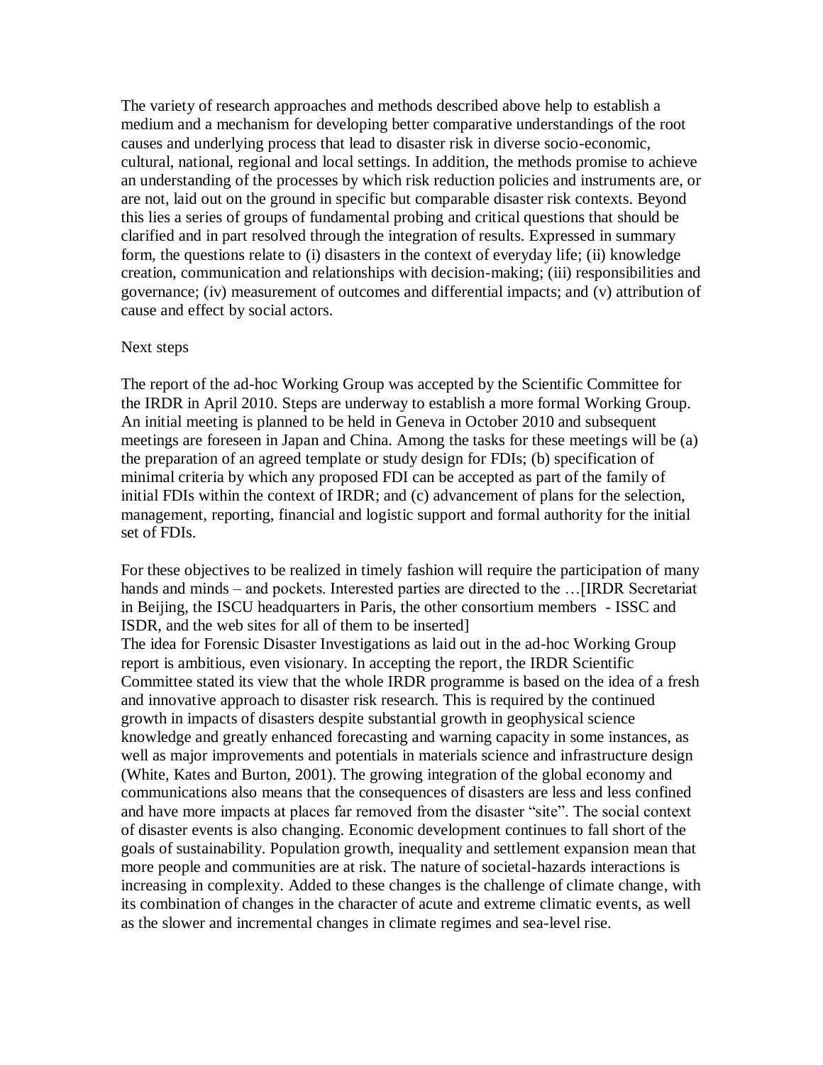The variety of research approaches and methods described above help to establish a medium and a mechanism for developing better comparative understandings of the root causes and underlying process that lead to disaster risk in diverse socio-economic, cultural, national, regional and local settings. In addition, the methods promise to achieve an understanding of the processes by which risk reduction policies and instruments are, or are not, laid out on the ground in specific but comparable disaster risk contexts. Beyond this lies a series of groups of fundamental probing and critical questions that should be clarified and in part resolved through the integration of results. Expressed in summary form, the questions relate to (i) disasters in the context of everyday life; (ii) knowledge creation, communication and relationships with decision-making; (iii) responsibilities and governance; (iv) measurement of outcomes and differential impacts; and (v) attribution of cause and effect by social actors.

## Next steps

The report of the ad-hoc Working Group was accepted by the Scientific Committee for the IRDR in April 2010. Steps are underway to establish a more formal Working Group. An initial meeting is planned to be held in Geneva in October 2010 and subsequent meetings are foreseen in Japan and China. Among the tasks for these meetings will be (a) the preparation of an agreed template or study design for FDIs; (b) specification of minimal criteria by which any proposed FDI can be accepted as part of the family of initial FDIs within the context of IRDR; and (c) advancement of plans for the selection, management, reporting, financial and logistic support and formal authority for the initial set of FDIs.

For these objectives to be realized in timely fashion will require the participation of many hands and minds – and pockets. Interested parties are directed to the …[IRDR Secretariat in Beijing, the ISCU headquarters in Paris, the other consortium members - ISSC and ISDR, and the web sites for all of them to be inserted]

The idea for Forensic Disaster Investigations as laid out in the ad-hoc Working Group report is ambitious, even visionary. In accepting the report, the IRDR Scientific Committee stated its view that the whole IRDR programme is based on the idea of a fresh and innovative approach to disaster risk research. This is required by the continued growth in impacts of disasters despite substantial growth in geophysical science knowledge and greatly enhanced forecasting and warning capacity in some instances, as well as major improvements and potentials in materials science and infrastructure design (White, Kates and Burton, 2001). The growing integration of the global economy and communications also means that the consequences of disasters are less and less confined and have more impacts at places far removed from the disaster "site". The social context of disaster events is also changing. Economic development continues to fall short of the goals of sustainability. Population growth, inequality and settlement expansion mean that more people and communities are at risk. The nature of societal-hazards interactions is increasing in complexity. Added to these changes is the challenge of climate change, with its combination of changes in the character of acute and extreme climatic events, as well as the slower and incremental changes in climate regimes and sea-level rise.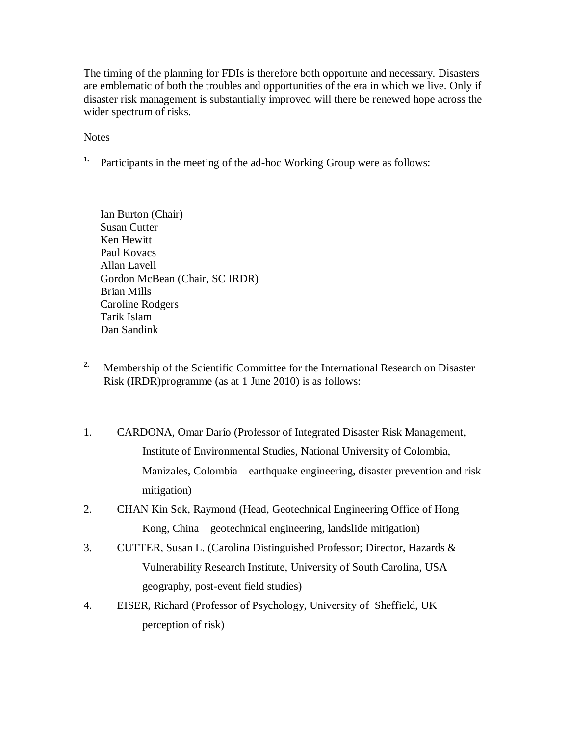The timing of the planning for FDIs is therefore both opportune and necessary. Disasters are emblematic of both the troubles and opportunities of the era in which we live. Only if disaster risk management is substantially improved will there be renewed hope across the wider spectrum of risks.

Notes

1. Participants in the meeting of the ad-hoc Working Group were as follows:

Ian Burton (Chair)
Susan Cutter
Ken Hewitt
Paul Kovacs
Allan Lavell
Gordon McBean (Chair, SC IRDR)
Brian Mills
Caroline Rodgers
Tarik Islam
Dan Sandink

2. Membership of the Scientific Committee for the International Research on Disaster Risk (IRDR)programme (as at 1 June 2010) is as follows:

1. CARDONA, Omar Darío (Professor of Integrated Disaster Risk Management, Institute of Environmental Studies, National University of Colombia, Manizales, Colombia – earthquake engineering, disaster prevention and risk mitigation)
2. CHAN Kin Sek, Raymond (Head, Geotechnical Engineering Office of Hong Kong, China – geotechnical engineering, landslide mitigation)
3. CUTTER, Susan L. (Carolina Distinguished Professor; Director, Hazards & Vulnerability Research Institute, University of South Carolina, USA – geography, post-event field studies)
4. EISER, Richard (Professor of Psychology, University of Sheffield, UK – perception of risk)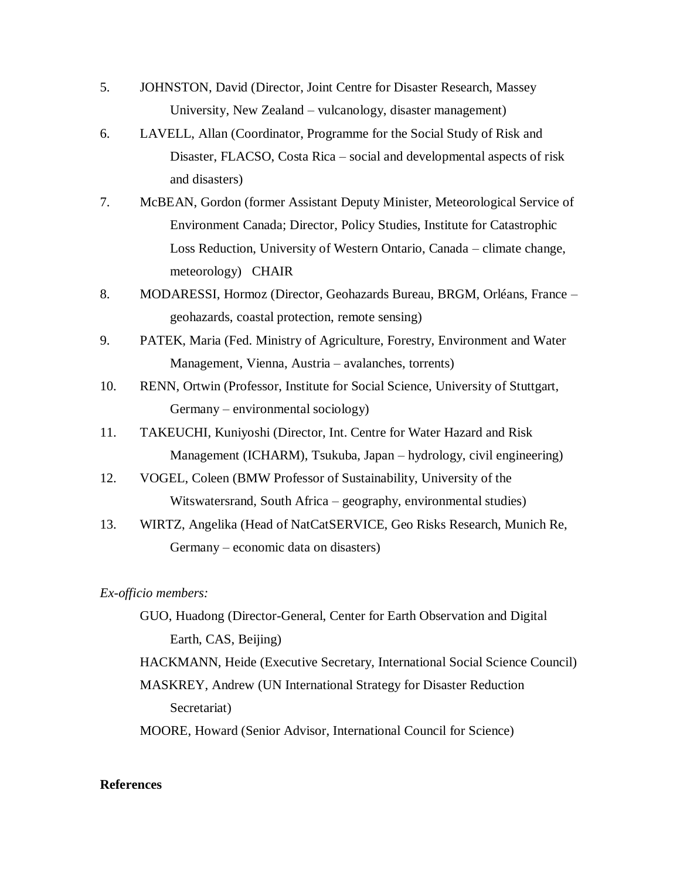5. JOHNSTON, David (Director, Joint Centre for Disaster Research, Massey University, New Zealand – vulcanology, disaster management)
6. LAVELL, Allan (Coordinator, Programme for the Social Study of Risk and Disaster, FLACSO, Costa Rica – social and developmental aspects of risk and disasters)
7. McBEAN, Gordon (former Assistant Deputy Minister, Meteorological Service of Environment Canada; Director, Policy Studies, Institute for Catastrophic Loss Reduction, University of Western Ontario, Canada – climate change, meteorology) CHAIR
8. MODARESSI, Hormoz (Director, Geohazards Bureau, BRGM, Orléans, France – geohazards, coastal protection, remote sensing)
9. PATEK, Maria (Fed. Ministry of Agriculture, Forestry, Environment and Water Management, Vienna, Austria – avalanches, torrents)
10. RENN, Ortwin (Professor, Institute for Social Science, University of Stuttgart, Germany – environmental sociology)
11. TAKEUCHI, Kuniyoshi (Director, Int. Centre for Water Hazard and Risk Management (ICHARM), Tsukuba, Japan – hydrology, civil engineering)
12. VOGEL, Coleen (BMW Professor of Sustainability, University of the Witswatersrand, South Africa – geography, environmental studies)
13. WIRTZ, Angelika (Head of NatCatSERVICE, Geo Risks Research, Munich Re, Germany – economic data on disasters)

*Ex-officio members:*

GUO, Huadong (Director-General, Center for Earth Observation and Digital Earth, CAS, Beijing)

HACKMANN, Heide (Executive Secretary, International Social Science Council)

MASKREY, Andrew (UN International Strategy for Disaster Reduction Secretariat)

MOORE, Howard (Senior Advisor, International Council for Science)

**References**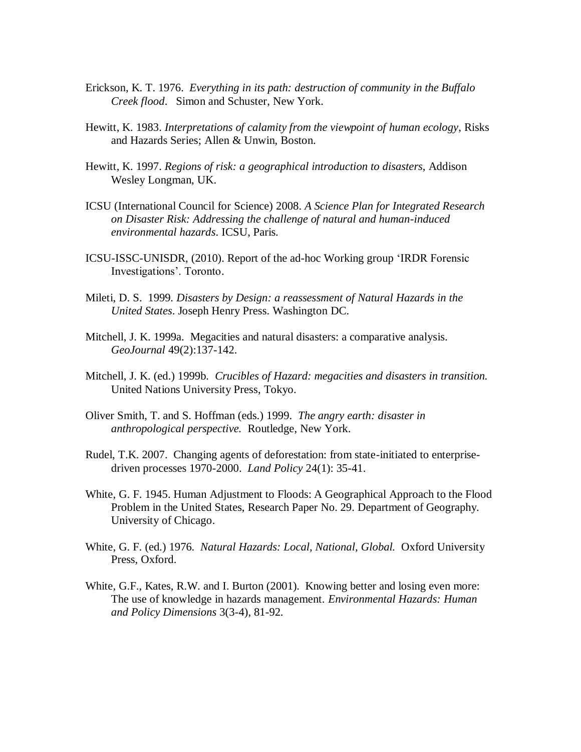Erickson, K. T. 1976. *Everything in its path: destruction of community in the Buffalo Creek flood*. Simon and Schuster, New York.

Hewitt, K. 1983. *Interpretations of calamity from the viewpoint of human ecology*, Risks and Hazards Series; Allen & Unwin, Boston.

Hewitt, K. 1997. *Regions of risk: a geographical introduction to disasters*, Addison Wesley Longman, UK.

ICSU (International Council for Science) 2008. *A Science Plan for Integrated Research on Disaster Risk: Addressing the challenge of natural and human-induced environmental hazards*. ICSU, Paris.

ICSU-ISSC-UNISDR, (2010). Report of the ad-hoc Working group 'IRDR Forensic Investigations'. Toronto.

Mileti, D. S. 1999. *Disasters by Design: a reassessment of Natural Hazards in the United States*. Joseph Henry Press. Washington DC.

Mitchell, J. K. 1999a. Megacities and natural disasters: a comparative analysis. *GeoJournal* 49(2):137-142.

Mitchell, J. K. (ed.) 1999b. *Crucibles of Hazard: megacities and disasters in transition.* United Nations University Press, Tokyo.

Oliver Smith, T. and S. Hoffman (eds.) 1999. *The angry earth: disaster in anthropological perspective.* Routledge, New York.

Rudel, T.K. 2007. Changing agents of deforestation: from state-initiated to enterprise-driven processes 1970-2000. *Land Policy* 24(1): 35-41.

White, G. F. 1945. Human Adjustment to Floods: A Geographical Approach to the Flood Problem in the United States, Research Paper No. 29. Department of Geography. University of Chicago.

White, G. F. (ed.) 1976. *Natural Hazards: Local, National, Global.* Oxford University Press, Oxford.

White, G.F., Kates, R.W. and I. Burton (2001). Knowing better and losing even more: The use of knowledge in hazards management. *Environmental Hazards: Human and Policy Dimensions* 3(3-4), 81-92.